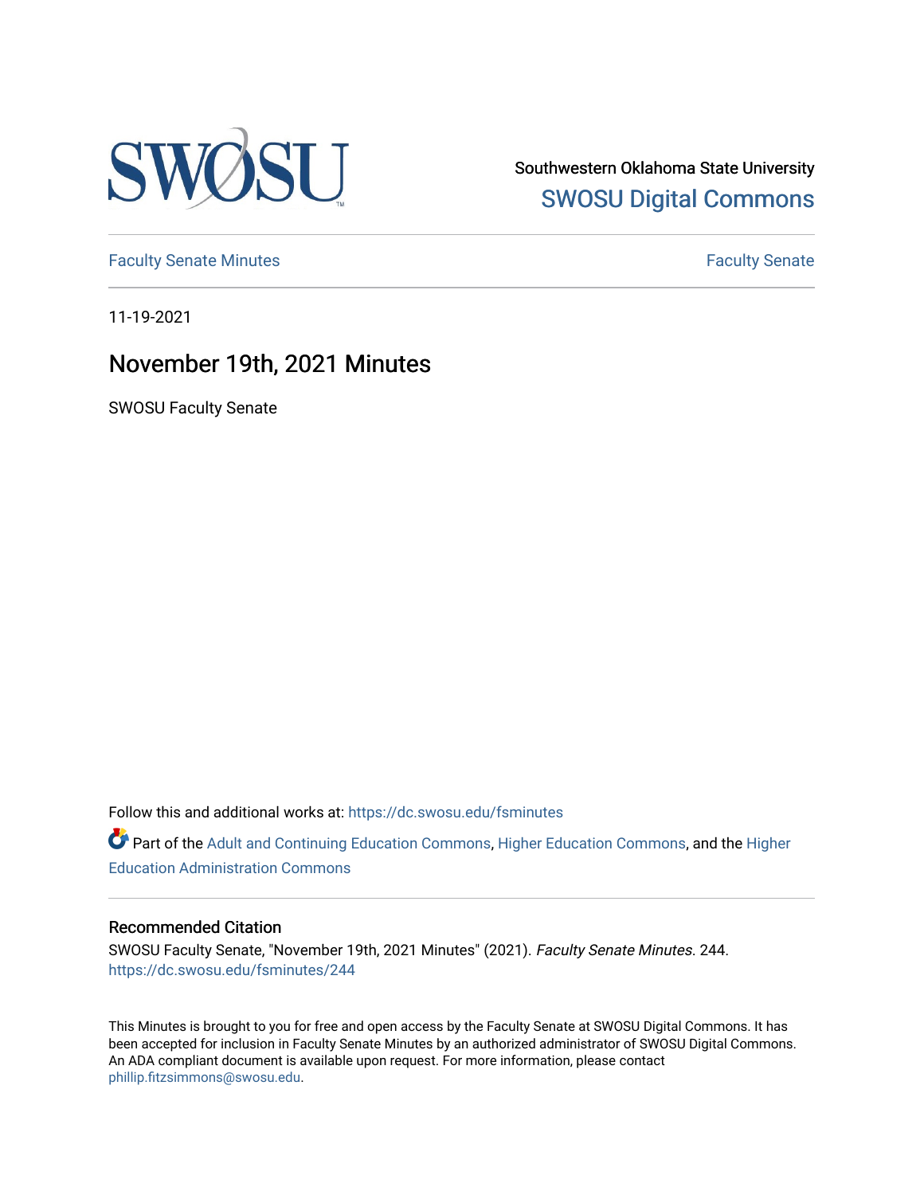Southwestern Oklahoma State University

SWOSU Digital Commons

Faculty Senate Minutes

Faculty Senate

11-19-2021

# November 19th, 2021 Minutes

SWOSU Faculty Senate

Follow this and additional works at: https://dc.swosu.edu/fsminutes

Part of the Adult and Continuing Education Commons, Higher Education Commons, and the Higher Education Administration Commons

## Recommended Citation

SWOSU Faculty Senate, "November 19th, 2021 Minutes" (2021). *Faculty Senate Minutes*. 244.
https://dc.swosu.edu/fsminutes/244

This Minutes is brought to you for free and open access by the Faculty Senate at SWOSU Digital Commons. It has been accepted for inclusion in Faculty Senate Minutes by an authorized administrator of SWOSU Digital Commons. An ADA compliant document is available upon request. For more information, please contact phillip.fitzsimmons@swosu.edu.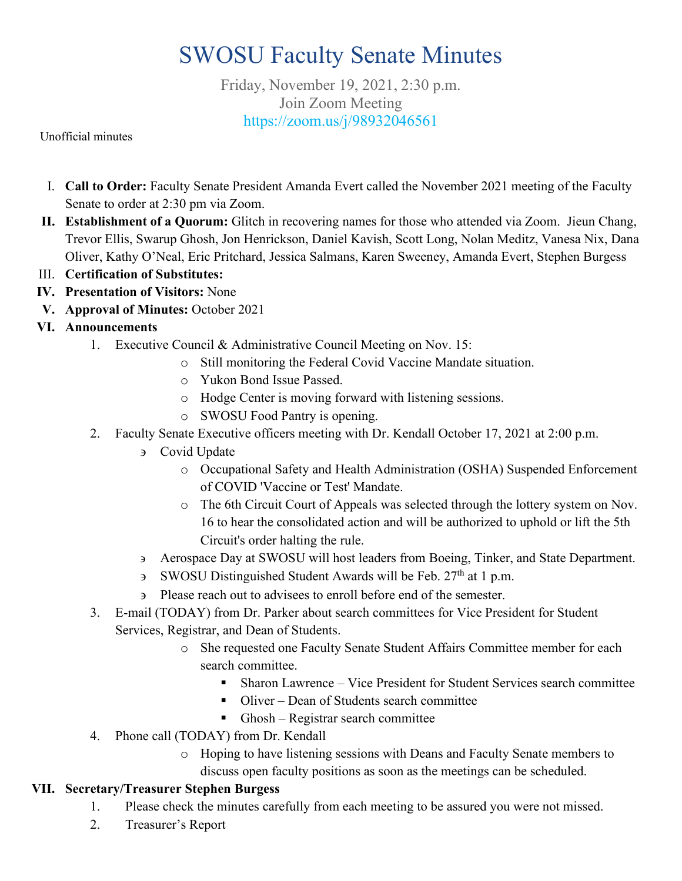# SWOSU Faculty Senate Minutes

Friday, November 19, 2021, 2:30 p.m.
Join Zoom Meeting
https://zoom.us/j/98932046561

Unofficial minutes

I. **Call to Order:** Faculty Senate President Amanda Evert called the November 2021 meeting of the Faculty Senate to order at 2:30 pm via Zoom.

II. **Establishment of a Quorum:** Glitch in recovering names for those who attended via Zoom. Jieun Chang, Trevor Ellis, Swarup Ghosh, Jon Henrickson, Daniel Kavish, Scott Long, Nolan Meditz, Vanesa Nix, Dana Oliver, Kathy O'Neal, Eric Pritchard, Jessica Salmans, Karen Sweeney, Amanda Evert, Stephen Burgess

III. **Certification of Substitutes:**

IV. **Presentation of Visitors:** None

V. **Approval of Minutes:** October 2021

VI. **Announcements**

1. Executive Council & Administrative Council Meeting on Nov. 15:
   - Still monitoring the Federal Covid Vaccine Mandate situation.
   - Yukon Bond Issue Passed.
   - Hodge Center is moving forward with listening sessions.
   - SWOSU Food Pantry is opening.
2. Faculty Senate Executive officers meeting with Dr. Kendall October 17, 2021 at 2:00 p.m.
   - Covid Update
     - Occupational Safety and Health Administration (OSHA) Suspended Enforcement of COVID 'Vaccine or Test' Mandate.
     - The 6th Circuit Court of Appeals was selected through the lottery system on Nov. 16 to hear the consolidated action and will be authorized to uphold or lift the 5th Circuit's order halting the rule.
   - Aerospace Day at SWOSU will host leaders from Boeing, Tinker, and State Department.
   - SWOSU Distinguished Student Awards will be Feb. 27th at 1 p.m.
   - Please reach out to advisees to enroll before end of the semester.
3. E-mail (TODAY) from Dr. Parker about search committees for Vice President for Student Services, Registrar, and Dean of Students.
   - She requested one Faculty Senate Student Affairs Committee member for each search committee.
     - Sharon Lawrence – Vice President for Student Services search committee
     - Oliver – Dean of Students search committee
     - Ghosh – Registrar search committee
4. Phone call (TODAY) from Dr. Kendall
   - Hoping to have listening sessions with Deans and Faculty Senate members to discuss open faculty positions as soon as the meetings can be scheduled.

VII. **Secretary/Treasurer Stephen Burgess**

1. Please check the minutes carefully from each meeting to be assured you were not missed.
2. Treasurer's Report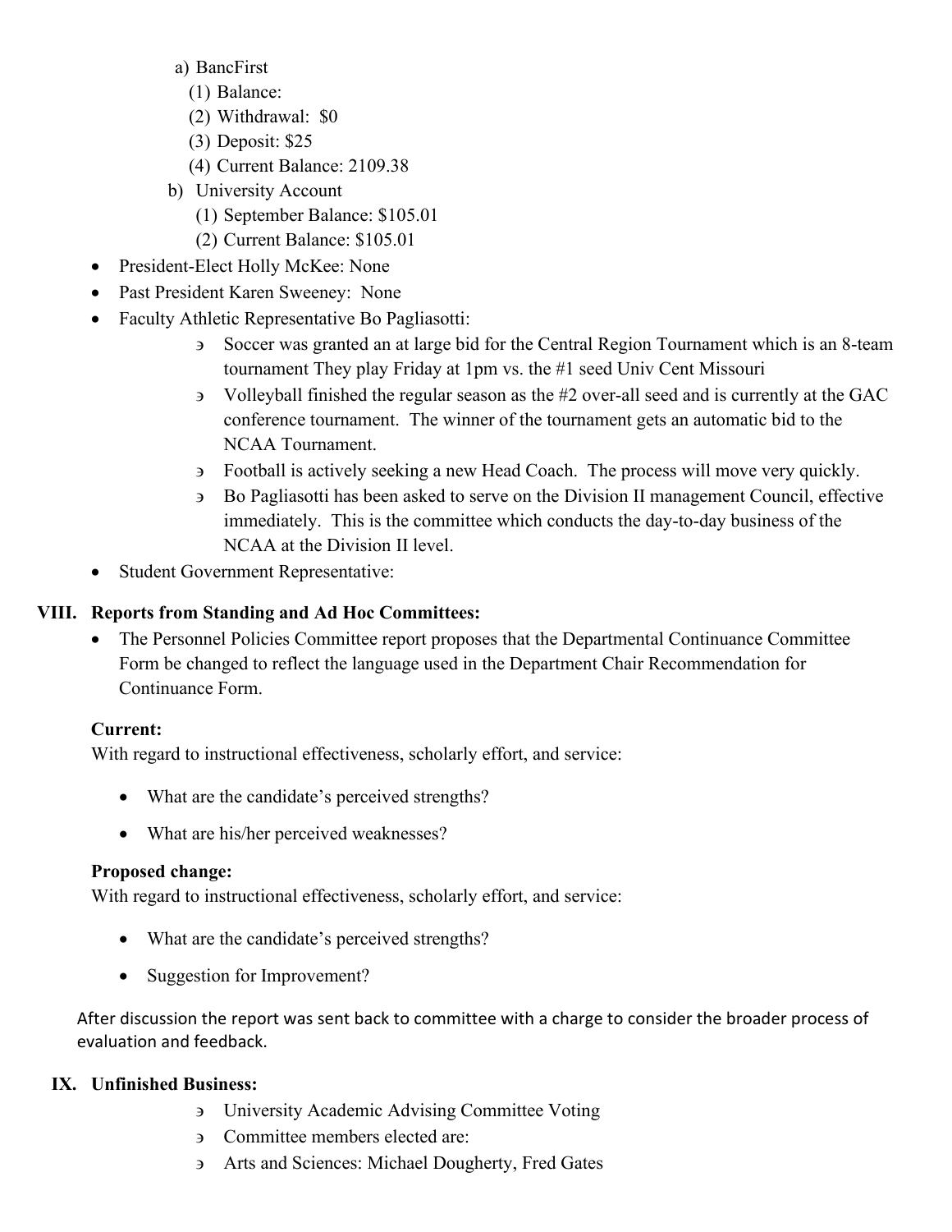a) BancFirst
   (1) Balance:
   (2) Withdrawal: $0
   (3) Deposit: $25
   (4) Current Balance: 2109.38

b) University Account
   (1) September Balance: $105.01
   (2) Current Balance: $105.01

- President-Elect Holly McKee: None
- Past President Karen Sweeney: None
- Faculty Athletic Representative Bo Pagliasotti:
  - Soccer was granted an at large bid for the Central Region Tournament which is an 8-team tournament They play Friday at 1pm vs. the #1 seed Univ Cent Missouri
  - Volleyball finished the regular season as the #2 over-all seed and is currently at the GAC conference tournament. The winner of the tournament gets an automatic bid to the NCAA Tournament.
  - Football is actively seeking a new Head Coach. The process will move very quickly.
  - Bo Pagliasotti has been asked to serve on the Division II management Council, effective immediately. This is the committee which conducts the day-to-day business of the NCAA at the Division II level.
- Student Government Representative:

## VIII. Reports from Standing and Ad Hoc Committees:

- The Personnel Policies Committee report proposes that the Departmental Continuance Committee Form be changed to reflect the language used in the Department Chair Recommendation for Continuance Form.

**Current:**
With regard to instructional effectiveness, scholarly effort, and service:

- What are the candidate's perceived strengths?
- What are his/her perceived weaknesses?

**Proposed change:**
With regard to instructional effectiveness, scholarly effort, and service:

- What are the candidate's perceived strengths?
- Suggestion for Improvement?

After discussion the report was sent back to committee with a charge to consider the broader process of evaluation and feedback.

## IX. Unfinished Business:

- University Academic Advising Committee Voting
- Committee members elected are:
- Arts and Sciences: Michael Dougherty, Fred Gates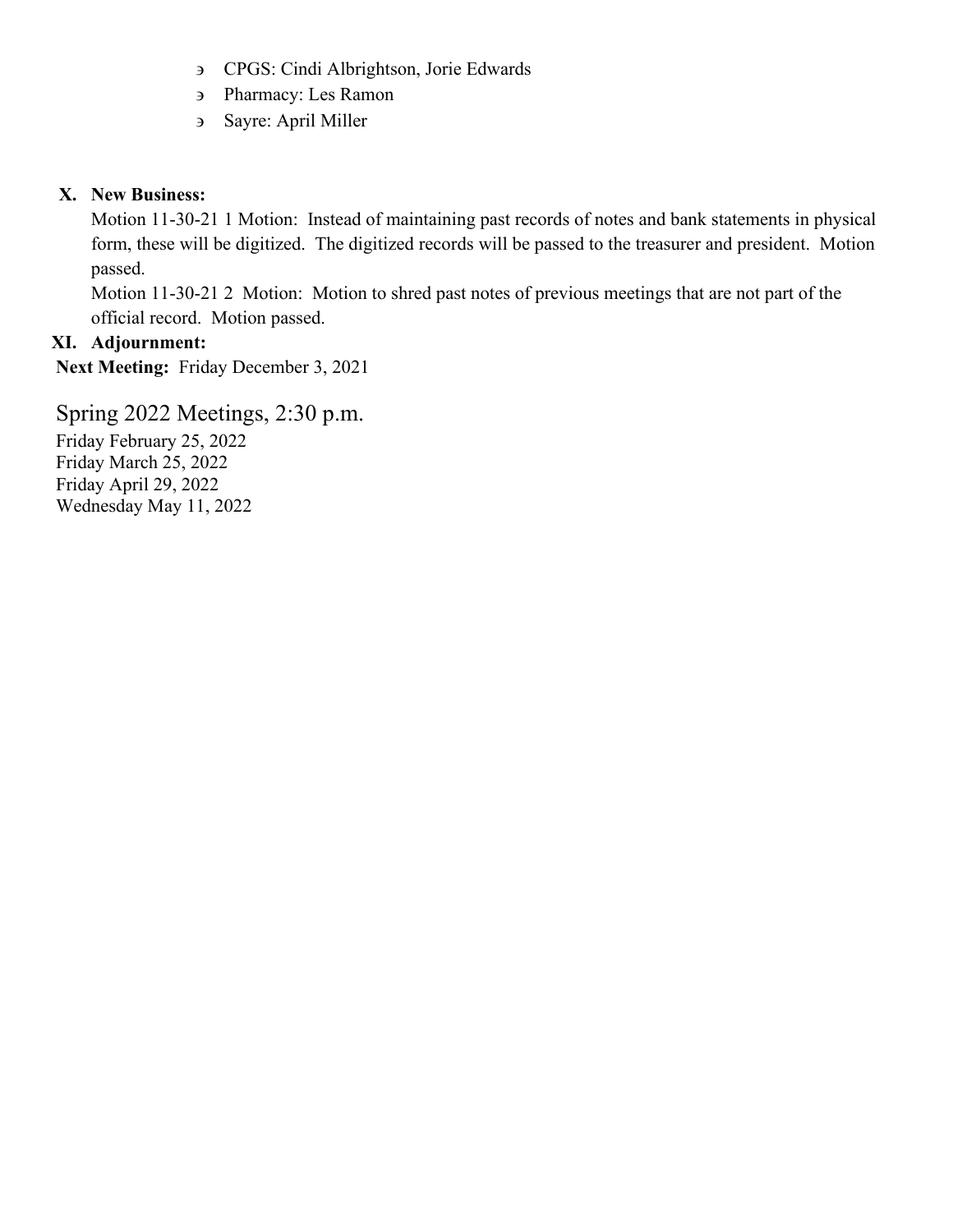- CPGS: Cindi Albrightson, Jorie Edwards
- Pharmacy: Les Ramon
- Sayre: April Miller

**X. New Business:**

Motion 11-30-21 1 Motion: Instead of maintaining past records of notes and bank statements in physical form, these will be digitized. The digitized records will be passed to the treasurer and president. Motion passed.

Motion 11-30-21 2 Motion: Motion to shred past notes of previous meetings that are not part of the official record. Motion passed.

**XI. Adjournment:**

**Next Meeting:** Friday December 3, 2021

## Spring 2022 Meetings, 2:30 p.m.

Friday February 25, 2022
Friday March 25, 2022
Friday April 29, 2022
Wednesday May 11, 2022